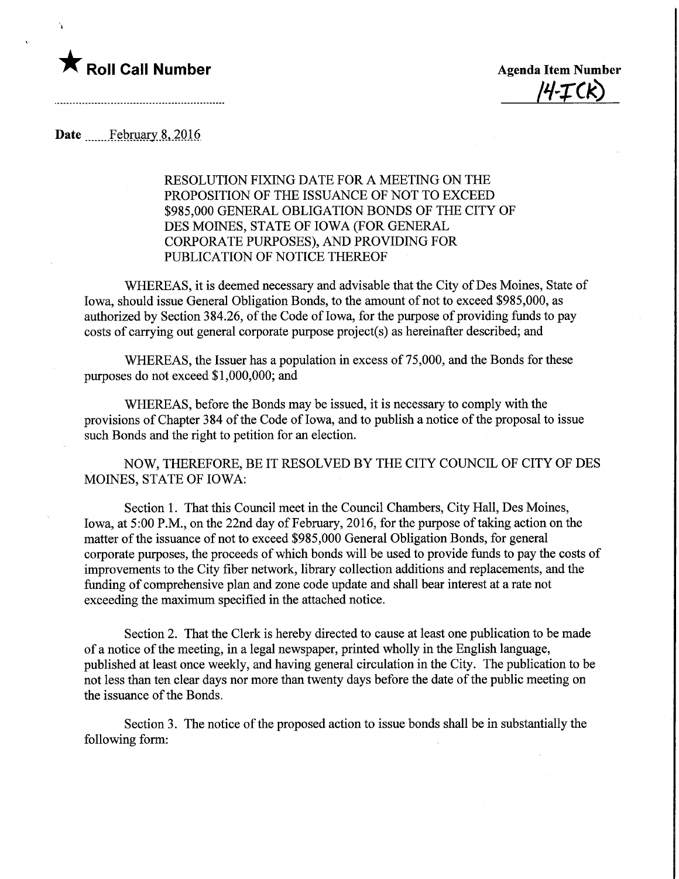★ **Roll Call Number**

**Agenda Item Number**
14-I(K)

**Date** February 8, 2016

RESOLUTION FIXING DATE FOR A MEETING ON THE PROPOSITION OF THE ISSUANCE OF NOT TO EXCEED $985,000 GENERAL OBLIGATION BONDS OF THE CITY OF DES MOINES, STATE OF IOWA (FOR GENERAL CORPORATE PURPOSES), AND PROVIDING FOR PUBLICATION OF NOTICE THEREOF

WHEREAS, it is deemed necessary and advisable that the City of Des Moines, State of Iowa, should issue General Obligation Bonds, to the amount of not to exceed $985,000, as authorized by Section 384.26, of the Code of Iowa, for the purpose of providing funds to pay costs of carrying out general corporate purpose project(s) as hereinafter described; and

WHEREAS, the Issuer has a population in excess of 75,000, and the Bonds for these purposes do not exceed $1,000,000; and

WHEREAS, before the Bonds may be issued, it is necessary to comply with the provisions of Chapter 384 of the Code of Iowa, and to publish a notice of the proposal to issue such Bonds and the right to petition for an election.

NOW, THEREFORE, BE IT RESOLVED BY THE CITY COUNCIL OF CITY OF DES MOINES, STATE OF IOWA:

Section 1. That this Council meet in the Council Chambers, City Hall, Des Moines, Iowa, at 5:00 P.M., on the 22nd day of February, 2016, for the purpose of taking action on the matter of the issuance of not to exceed $985,000 General Obligation Bonds, for general corporate purposes, the proceeds of which bonds will be used to provide funds to pay the costs of improvements to the City fiber network, library collection additions and replacements, and the funding of comprehensive plan and zone code update and shall bear interest at a rate not exceeding the maximum specified in the attached notice.

Section 2. That the Clerk is hereby directed to cause at least one publication to be made of a notice of the meeting, in a legal newspaper, printed wholly in the English language, published at least once weekly, and having general circulation in the City. The publication to be not less than ten clear days nor more than twenty days before the date of the public meeting on the issuance of the Bonds.

Section 3. The notice of the proposed action to issue bonds shall be in substantially the following form: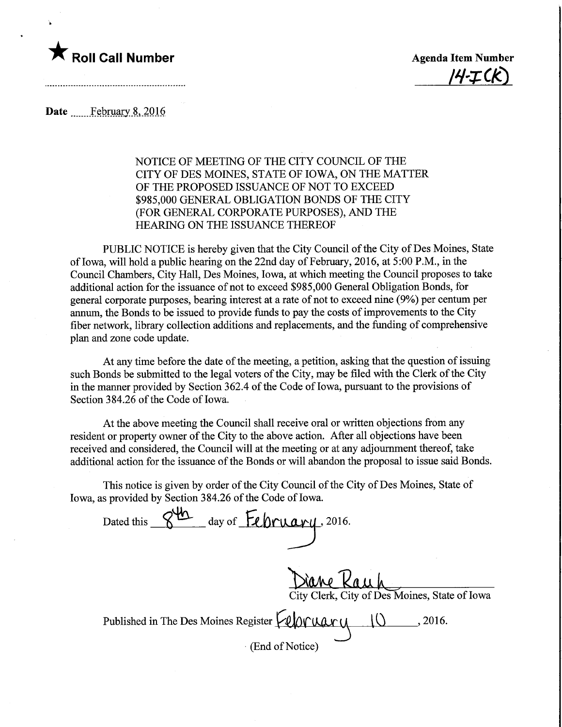★ **Roll Call Number**

**Agenda Item Number**
14-I(K)

**Date** February 8, 2016

NOTICE OF MEETING OF THE CITY COUNCIL OF THE CITY OF DES MOINES, STATE OF IOWA, ON THE MATTER OF THE PROPOSED ISSUANCE OF NOT TO EXCEED $985,000 GENERAL OBLIGATION BONDS OF THE CITY (FOR GENERAL CORPORATE PURPOSES), AND THE HEARING ON THE ISSUANCE THEREOF

PUBLIC NOTICE is hereby given that the City Council of the City of Des Moines, State of Iowa, will hold a public hearing on the 22nd day of February, 2016, at 5:00 P.M., in the Council Chambers, City Hall, Des Moines, Iowa, at which meeting the Council proposes to take additional action for the issuance of not to exceed $985,000 General Obligation Bonds, for general corporate purposes, bearing interest at a rate of not to exceed nine (9%) per centum per annum, the Bonds to be issued to provide funds to pay the costs of improvements to the City fiber network, library collection additions and replacements, and the funding of comprehensive plan and zone code update.

At any time before the date of the meeting, a petition, asking that the question of issuing such Bonds be submitted to the legal voters of the City, may be filed with the Clerk of the City in the manner provided by Section 362.4 of the Code of Iowa, pursuant to the provisions of Section 384.26 of the Code of Iowa.

At the above meeting the Council shall receive oral or written objections from any resident or property owner of the City to the above action. After all objections have been received and considered, the Council will at the meeting or at any adjournment thereof, take additional action for the issuance of the Bonds or will abandon the proposal to issue said Bonds.

This notice is given by order of the City Council of the City of Des Moines, State of Iowa, as provided by Section 384.26 of the Code of Iowa.

Dated this 8th day of February, 2016.

Diane Rauh
City Clerk, City of Des Moines, State of Iowa

Published in The Des Moines Register February 10, 2016.

(End of Notice)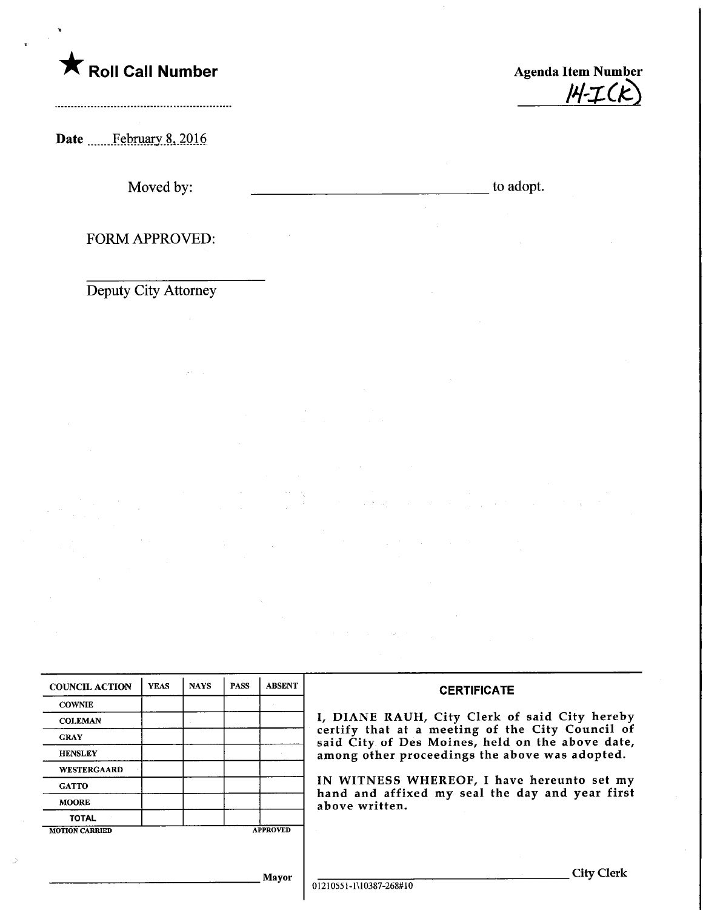★ **Roll Call Number**

**Agenda Item Number**

14-I(K)

**Date** February 8, 2016

Moved by: ______________________________ to adopt.

FORM APPROVED:

______________________

Deputy City Attorney

| COUNCIL ACTION | YEAS | NAYS | PASS | ABSENT |
|---|---|---|---|---|
| COWNIE | | | | |
| COLEMAN | | | | |
| GRAY | | | | |
| HENSLEY | | | | |
| WESTERGAARD | | | | |
| GATTO | | | | |
| MOORE | | | | |
| TOTAL | | | | |

MOTION CARRIED APPROVED

______________________________ Mayor

**CERTIFICATE**

I, DIANE RAUH, City Clerk of said City hereby certify that at a meeting of the City Council of said City of Des Moines, held on the above date, among other proceedings the above was adopted.

IN WITNESS WHEREOF, I have hereunto set my hand and affixed my seal the day and year first above written.

______________________________ City Clerk

01210551-1\10387-268#10